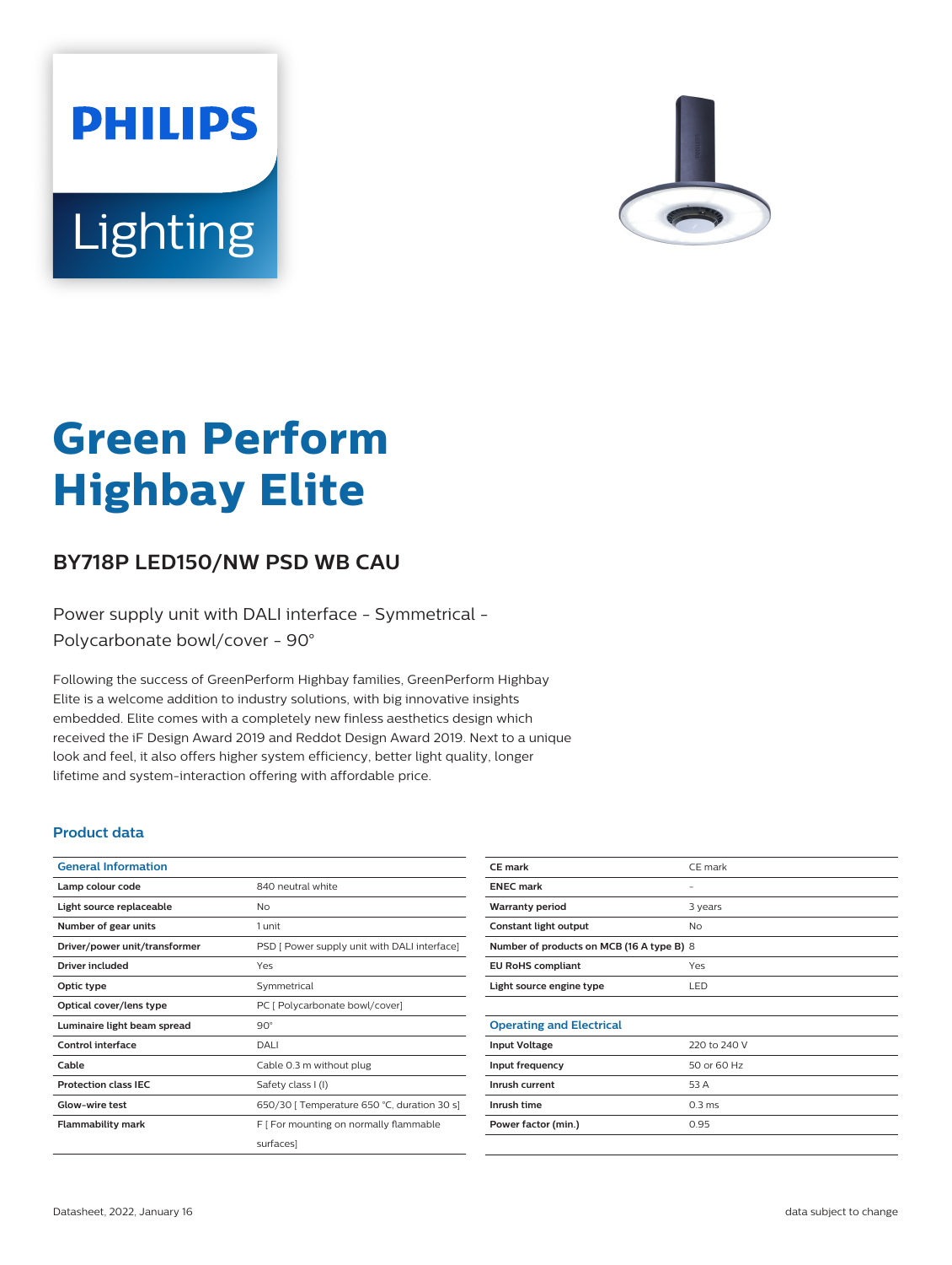PHILIPS

Lighting

# Green Perform Highbay Elite

## BY718P LED150/NW PSD WB CAU

Power supply unit with DALI interface - Symmetrical - Polycarbonate bowl/cover - 90°

Following the success of GreenPerform Highbay families, GreenPerform Highbay Elite is a welcome addition to industry solutions, with big innovative insights embedded. Elite comes with a completely new finless aesthetics design which received the iF Design Award 2019 and Reddot Design Award 2019. Next to a unique look and feel, it also offers higher system efficiency, better light quality, longer lifetime and system-interaction offering with affordable price.

### Product data

| General Information | |
|---|---|
| Lamp colour code | 840 neutral white |
| Light source replaceable | No |
| Number of gear units | 1 unit |
| Driver/power unit/transformer | PSD [ Power supply unit with DALI interface] |
| Driver included | Yes |
| Optic type | Symmetrical |
| Optical cover/lens type | PC [ Polycarbonate bowl/cover] |
| Luminaire light beam spread | 90° |
| Control interface | DALI |
| Cable | Cable 0.3 m without plug |
| Protection class IEC | Safety class I (I) |
| Glow-wire test | 650/30 [ Temperature 650 °C, duration 30 s] |
| Flammability mark | F [ For mounting on normally flammable surfaces] |
| CE mark | CE mark |
| ENEC mark | - |
| Warranty period | 3 years |
| Constant light output | No |
| Number of products on MCB (16 A type B) | 8 |
| EU RoHS compliant | Yes |
| Light source engine type | LED |

| Operating and Electrical | |
|---|---|
| Input Voltage | 220 to 240 V |
| Input frequency | 50 or 60 Hz |
| Inrush current | 53 A |
| Inrush time | 0.3 ms |
| Power factor (min.) | 0.95 |

Datasheet, 2022, January 16

data subject to change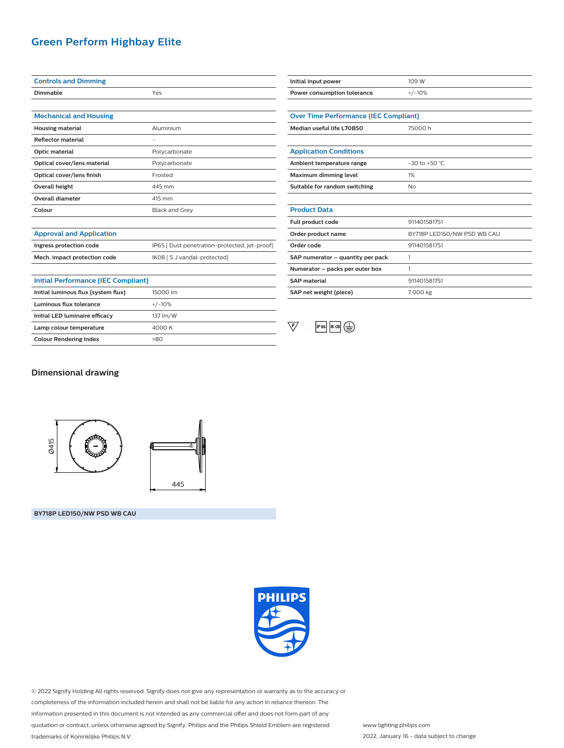# Green Perform Highbay Elite

## Controls and Dimming

| | |
|---|---|
| Dimmable | Yes |

## Mechanical and Housing

| | |
|---|---|
| Housing material | Aluminium |
| Reflector material | - |
| Optic material | Polycarbonate |
| Optical cover/lens material | Polycarbonate |
| Optical cover/lens finish | Frosted |
| Overall height | 445 mm |
| Overall diameter | 415 mm |
| Colour | Black and Grey |

## Approval and Application

| | |
|---|---|
| Ingress protection code | IP65 [ Dust penetration-protected, jet-proof] |
| Mech. impact protection code | IK08 [ 5 J vandal-protected] |

## Initial Performance (IEC Compliant)

| | |
|---|---|
| Initial luminous flux (system flux) | 15000 lm |
| Luminous flux tolerance | +/-10% |
| Initial LED luminaire efficacy | 137 lm/W |
| Lamp colour temperature | 4000 K |
| Colour Rendering Index | >80 |

| | |
|---|---|
| Initial input power | 109 W |
| Power consumption tolerance | +/-10% |

## Over Time Performance (IEC Compliant)

| | |
|---|---|
| Median useful life L70B50 | 75000 h |

## Application Conditions

| | |
|---|---|
| Ambient temperature range | -30 to +50 °C |
| Maximum dimming level | 1% |
| Suitable for random switching | No |

## Product Data

| | |
|---|---|
| Full product code | 911401581751 |
| Order product name | BY718P LED150/NW PSD WB CAU |
| Order code | 911401581751 |
| SAP numerator – quantity per pack | 1 |
| Numerator – packs per outer box | 1 |
| SAP material | 911401581751 |
| SAP net weight (piece) | 7.000 kg |

F IP65 IK08

## Dimensional drawing

Ø415

445

**BY718P LED150/NW PSD WB CAU**

PHILIPS

© 2022 Signify Holding All rights reserved. Signify does not give any representation or warranty as to the accuracy or completeness of the information included herein and shall not be liable for any action in reliance thereon. The information presented in this document is not intended as any commercial offer and does not form part of any quotation or contract, unless otherwise agreed by Signify. Philips and the Philips Shield Emblem are registered trademarks of Koninklijke Philips N.V.

www.lighting.philips.com
2022, January 16 - data subject to change